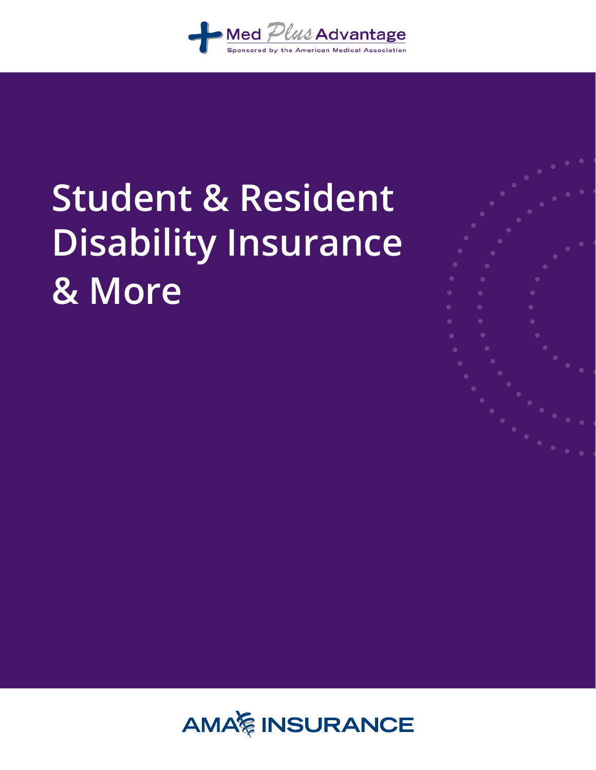Med Plus Advantage

Sponsored by the American Medical Association

# Student & Resident Disability Insurance & More

AMA INSURANCE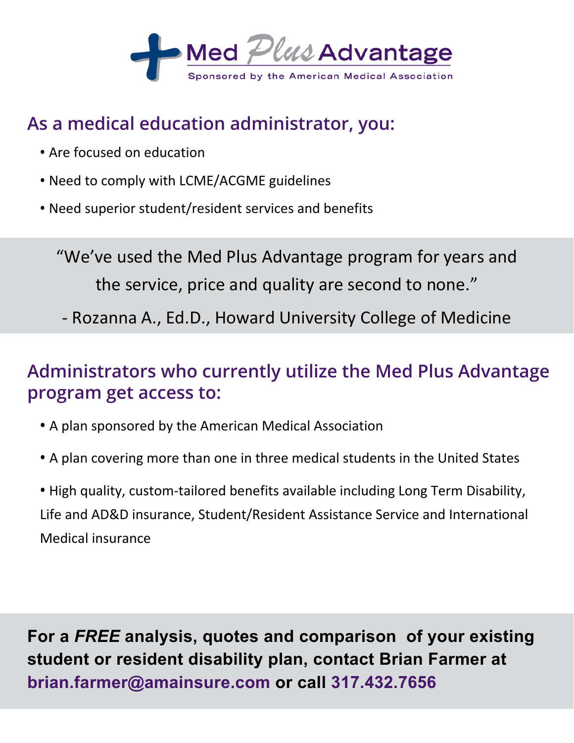# Med *Plus* Advantage

Sponsored by the American Medical Association

## As a medical education administrator, you:

- Are focused on education
- Need to comply with LCME/ACGME guidelines
- Need superior student/resident services and benefits

> "We've used the Med Plus Advantage program for years and the service, price and quality are second to none."
>
> \- Rozanna A., Ed.D., Howard University College of Medicine

## Administrators who currently utilize the Med Plus Advantage program get access to:

- A plan sponsored by the American Medical Association
- A plan covering more than one in three medical students in the United States
- High quality, custom-tailored benefits available including Long Term Disability, Life and AD&D insurance, Student/Resident Assistance Service and International Medical insurance

**For a *FREE* analysis, quotes and comparison of your existing student or resident disability plan, contact Brian Farmer at brian.farmer@amainsure.com or call 317.432.7656**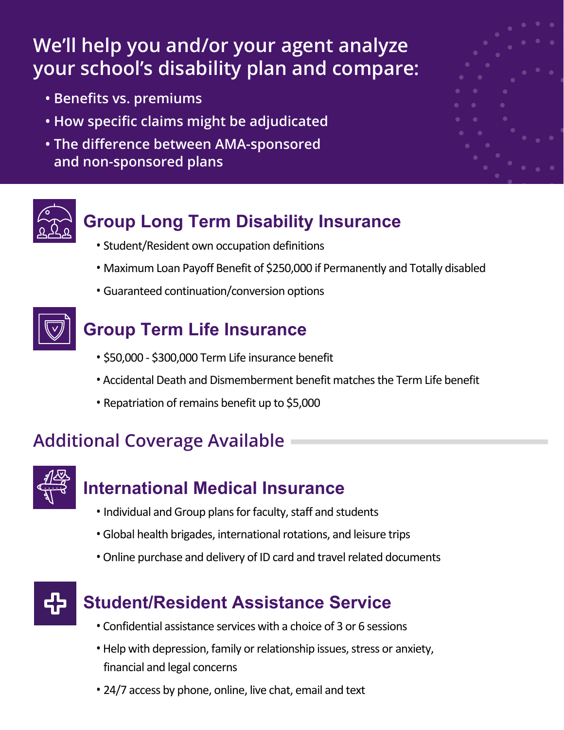## We'll help you and/or your agent analyze your school's disability plan and compare:

- Benefits vs. premiums
- How specific claims might be adjudicated
- The difference between AMA-sponsored and non-sponsored plans

### Group Long Term Disability Insurance

- Student/Resident own occupation definitions
- Maximum Loan Payoff Benefit of $250,000 if Permanently and Totally disabled
- Guaranteed continuation/conversion options

### Group Term Life Insurance

- $50,000 - $300,000 Term Life insurance benefit
- Accidental Death and Dismemberment benefit matches the Term Life benefit
- Repatriation of remains benefit up to $5,000

## Additional Coverage Available

### International Medical Insurance

- Individual and Group plans for faculty, staff and students
- Global health brigades, international rotations, and leisure trips
- Online purchase and delivery of ID card and travel related documents

### Student/Resident Assistance Service

- Confidential assistance services with a choice of 3 or 6 sessions
- Help with depression, family or relationship issues, stress or anxiety, financial and legal concerns
- 24/7 access by phone, online, live chat, email and text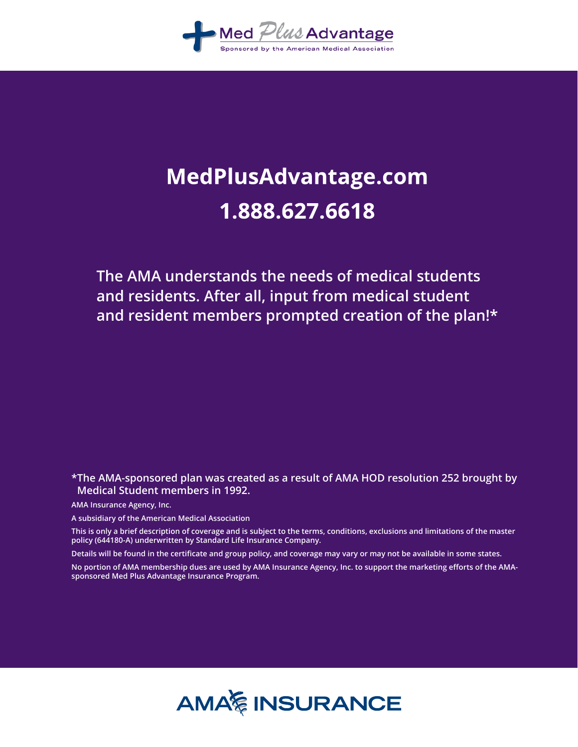Med Plus Advantage

Sponsored by the American Medical Association

# MedPlusAdvantage.com

# 1.888.627.6618

**The AMA understands the needs of medical students and residents. After all, input from medical student and resident members prompted creation of the plan!***

**\*The AMA-sponsored plan was created as a result of AMA HOD resolution 252 brought by Medical Student members in 1992.**

AMA Insurance Agency, Inc.

A subsidiary of the American Medical Association

This is only a brief description of coverage and is subject to the terms, conditions, exclusions and limitations of the master policy (644180-A) underwritten by Standard Life Insurance Company.

Details will be found in the certificate and group policy, and coverage may vary or may not be available in some states.

No portion of AMA membership dues are used by AMA Insurance Agency, Inc. to support the marketing efforts of the AMA-sponsored Med Plus Advantage Insurance Program.

AMA INSURANCE